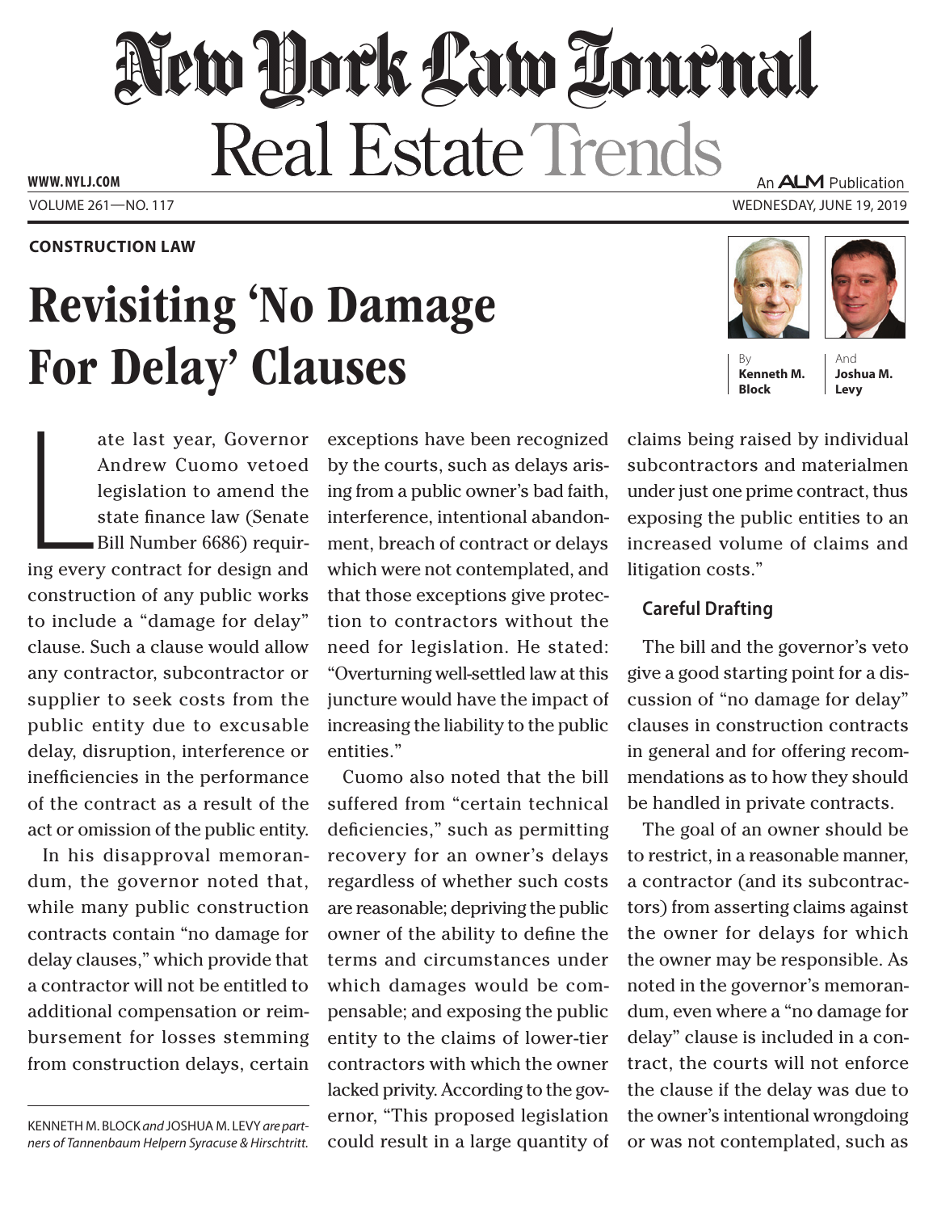# New York Law Journal

## Real Estate Trends

**CONSTRUCTION LAW**

# Revisiting 'No Damage For Delay' Clauses

By **Kenneth M. Block** And **Joshua M. Levy**

Late last year, Governor Andrew Cuomo vetoed legislation to amend the state finance law (Senate Bill Number 6686) requiring every contract for design and construction of any public works to include a "damage for delay" clause. Such a clause would allow any contractor, subcontractor or supplier to seek costs from the public entity due to excusable delay, disruption, interference or inefficiencies in the performance of the contract as a result of the act or omission of the public entity.

In his disapproval memorandum, the governor noted that, while many public construction contracts contain "no damage for delay clauses," which provide that a contractor will not be entitled to additional compensation or reimbursement for losses stemming from construction delays, certain exceptions have been recognized by the courts, such as delays arising from a public owner's bad faith, interference, intentional abandonment, breach of contract or delays which were not contemplated, and that those exceptions give protection to contractors without the need for legislation. He stated: "Overturning well-settled law at this juncture would have the impact of increasing the liability to the public entities."

Cuomo also noted that the bill suffered from "certain technical deficiencies," such as permitting recovery for an owner's delays regardless of whether such costs are reasonable; depriving the public owner of the ability to define the terms and circumstances under which damages would be compensable; and exposing the public entity to the claims of lower-tier contractors with which the owner lacked privity. According to the governor, "This proposed legislation could result in a large quantity of claims being raised by individual subcontractors and materialmen under just one prime contract, thus exposing the public entities to an increased volume of claims and litigation costs."

### Careful Drafting

The bill and the governor's veto give a good starting point for a discussion of "no damage for delay" clauses in construction contracts in general and for offering recommendations as to how they should be handled in private contracts.

The goal of an owner should be to restrict, in a reasonable manner, a contractor (and its subcontractors) from asserting claims against the owner for delays for which the owner may be responsible. As noted in the governor's memorandum, even where a "no damage for delay" clause is included in a contract, the courts will not enforce the clause if the delay was due to the owner's intentional wrongdoing or was not contemplated, such as

---

*KENNETH M. BLOCK and JOSHUA M. LEVY are partners of Tannenbaum Helpern Syracuse & Hirschtritt.*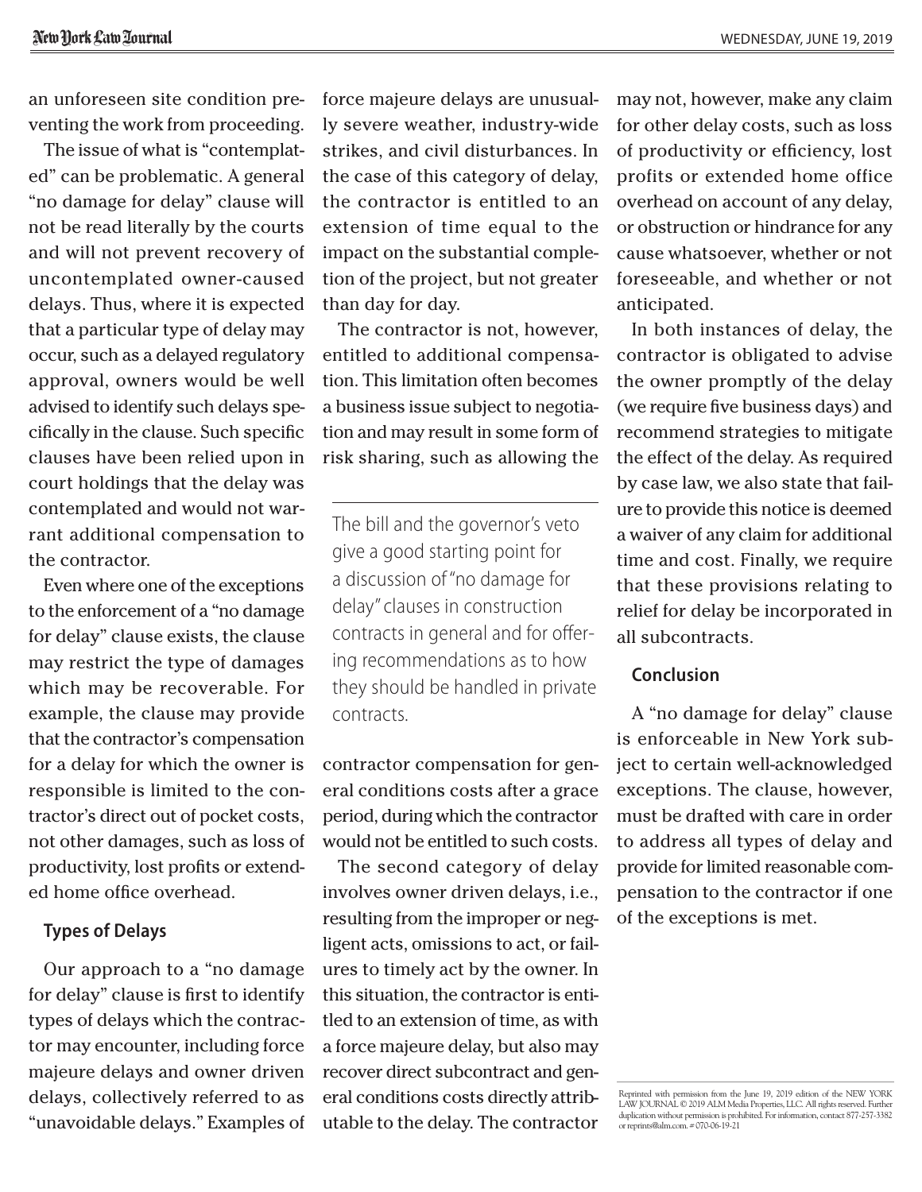an unforeseen site condition preventing the work from proceeding.

The issue of what is "contemplated" can be problematic. A general "no damage for delay" clause will not be read literally by the courts and will not prevent recovery of uncontemplated owner-caused delays. Thus, where it is expected that a particular type of delay may occur, such as a delayed regulatory approval, owners would be well advised to identify such delays specifically in the clause. Such specific clauses have been relied upon in court holdings that the delay was contemplated and would not warrant additional compensation to the contractor.

Even where one of the exceptions to the enforcement of a "no damage for delay" clause exists, the clause may restrict the type of damages which may be recoverable. For example, the clause may provide that the contractor's compensation for a delay for which the owner is responsible is limited to the contractor's direct out of pocket costs, not other damages, such as loss of productivity, lost profits or extended home office overhead.

## Types of Delays

Our approach to a "no damage for delay" clause is first to identify types of delays which the contractor may encounter, including force majeure delays and owner driven delays, collectively referred to as "unavoidable delays." Examples of force majeure delays are unusually severe weather, industry-wide strikes, and civil disturbances. In the case of this category of delay, the contractor is entitled to an extension of time equal to the impact on the substantial completion of the project, but not greater than day for day.

The contractor is not, however, entitled to additional compensation. This limitation often becomes a business issue subject to negotiation and may result in some form of risk sharing, such as allowing the contractor compensation for general conditions costs after a grace period, during which the contractor would not be entitled to such costs.

> The bill and the governor's veto give a good starting point for a discussion of "no damage for delay" clauses in construction contracts in general and for offering recommendations as to how they should be handled in private contracts.

The second category of delay involves owner driven delays, i.e., resulting from the improper or negligent acts, omissions to act, or failures to timely act by the owner. In this situation, the contractor is entitled to an extension of time, as with a force majeure delay, but also may recover direct subcontract and general conditions costs directly attributable to the delay. The contractor may not, however, make any claim for other delay costs, such as loss of productivity or efficiency, lost profits or extended home office overhead on account of any delay, or obstruction or hindrance for any cause whatsoever, whether or not foreseeable, and whether or not anticipated.

In both instances of delay, the contractor is obligated to advise the owner promptly of the delay (we require five business days) and recommend strategies to mitigate the effect of the delay. As required by case law, we also state that failure to provide this notice is deemed a waiver of any claim for additional time and cost. Finally, we require that these provisions relating to relief for delay be incorporated in all subcontracts.

## Conclusion

A "no damage for delay" clause is enforceable in New York subject to certain well-acknowledged exceptions. The clause, however, must be drafted with care in order to address all types of delay and provide for limited reasonable compensation to the contractor if one of the exceptions is met.

Reprinted with permission from the June 19, 2019 edition of the NEW YORK LAW JOURNAL © 2019 ALM Media Properties, LLC. All rights reserved. Further duplication without permission is prohibited. For information, contact 877-257-3382 or reprints@alm.com. # 070-06-19-21